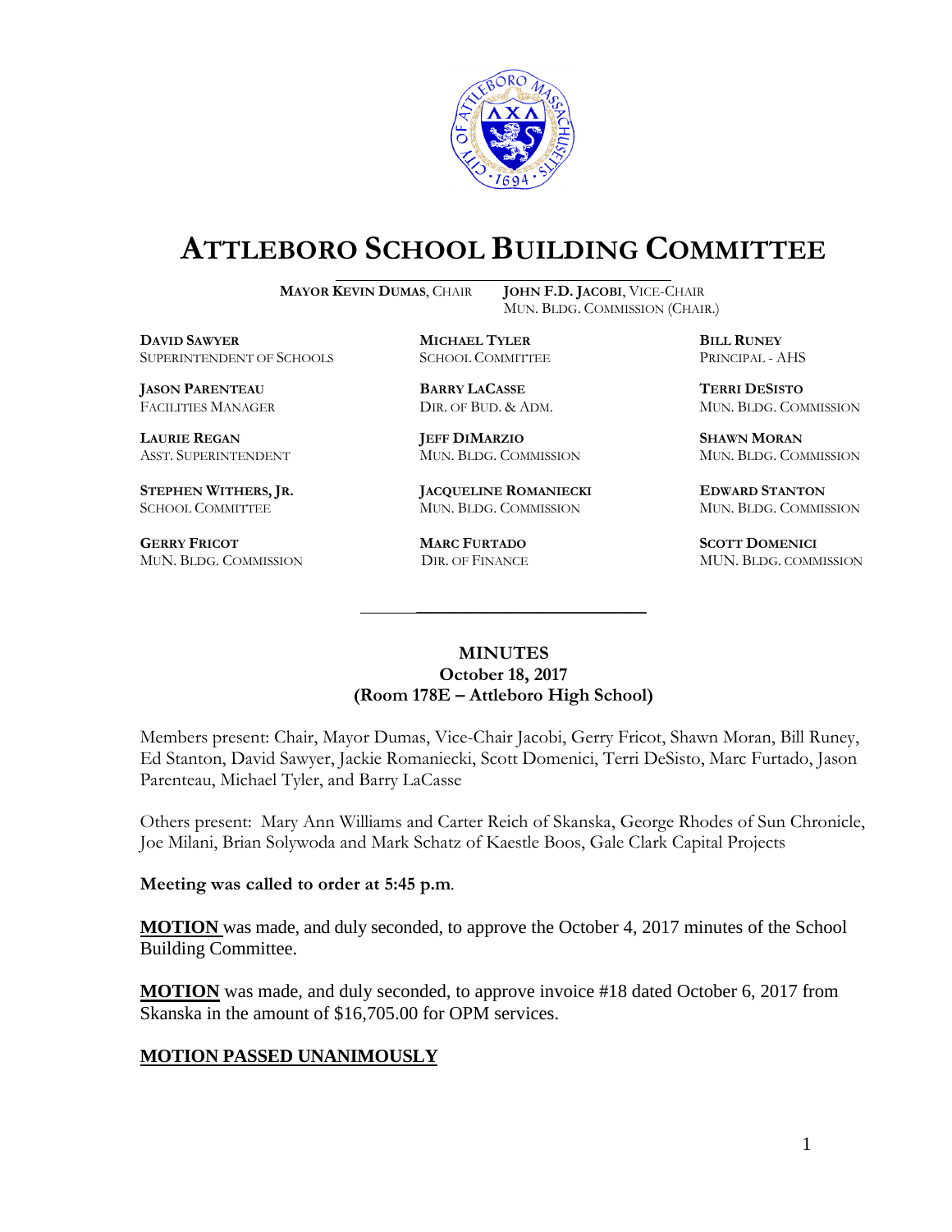# ATTLEBORO SCHOOL BUILDING COMMITTEE

**MAYOR KEVIN DUMAS**, CHAIR
**JOHN F.D. JACOBI**, VICE-CHAIR
MUN. BLDG. COMMISSION (CHAIR.)

**DAVID SAWYER**
SUPERINTENDENT OF SCHOOLS

**MICHAEL TYLER**
SCHOOL COMMITTEE

**BILL RUNEY**
PRINCIPAL - AHS

**JASON PARENTEAU**
FACILITIES MANAGER

**BARRY LACASSE**
DIR. OF BUD. & ADM.

**TERRI DESISTO**
MUN. BLDG. COMMISSION

**LAURIE REGAN**
ASST. SUPERINTENDENT

**JEFF DIMARZIO**
MUN. BLDG. COMMISSION

**SHAWN MORAN**
MUN. BLDG. COMMISSION

**STEPHEN WITHERS, JR.**
SCHOOL COMMITTEE

**JACQUELINE ROMANIECKI**
MUN. BLDG. COMMISSION

**EDWARD STANTON**
MUN. BLDG. COMMISSION

**GERRY FRICOT**
MUN. BLDG. COMMISSION

**MARC FURTADO**
DIR. OF FINANCE

**SCOTT DOMENICI**
MUN. BLDG. COMMISSION

## MINUTES
**October 18, 2017**
**(Room 178E – Attleboro High School)**

Members present: Chair, Mayor Dumas, Vice-Chair Jacobi, Gerry Fricot, Shawn Moran, Bill Runey, Ed Stanton, David Sawyer, Jackie Romaniecki, Scott Domenici, Terri DeSisto, Marc Furtado, Jason Parenteau, Michael Tyler, and Barry LaCasse

Others present: Mary Ann Williams and Carter Reich of Skanska, George Rhodes of Sun Chronicle, Joe Milani, Brian Solywoda and Mark Schatz of Kaestle Boos, Gale Clark Capital Projects

**Meeting was called to order at 5:45 p.m.**

**MOTION** was made, and duly seconded, to approve the October 4, 2017 minutes of the School Building Committee.

**MOTION** was made, and duly seconded, to approve invoice #18 dated October 6, 2017 from Skanska in the amount of $16,705.00 for OPM services.

**MOTION PASSED UNANIMOUSLY**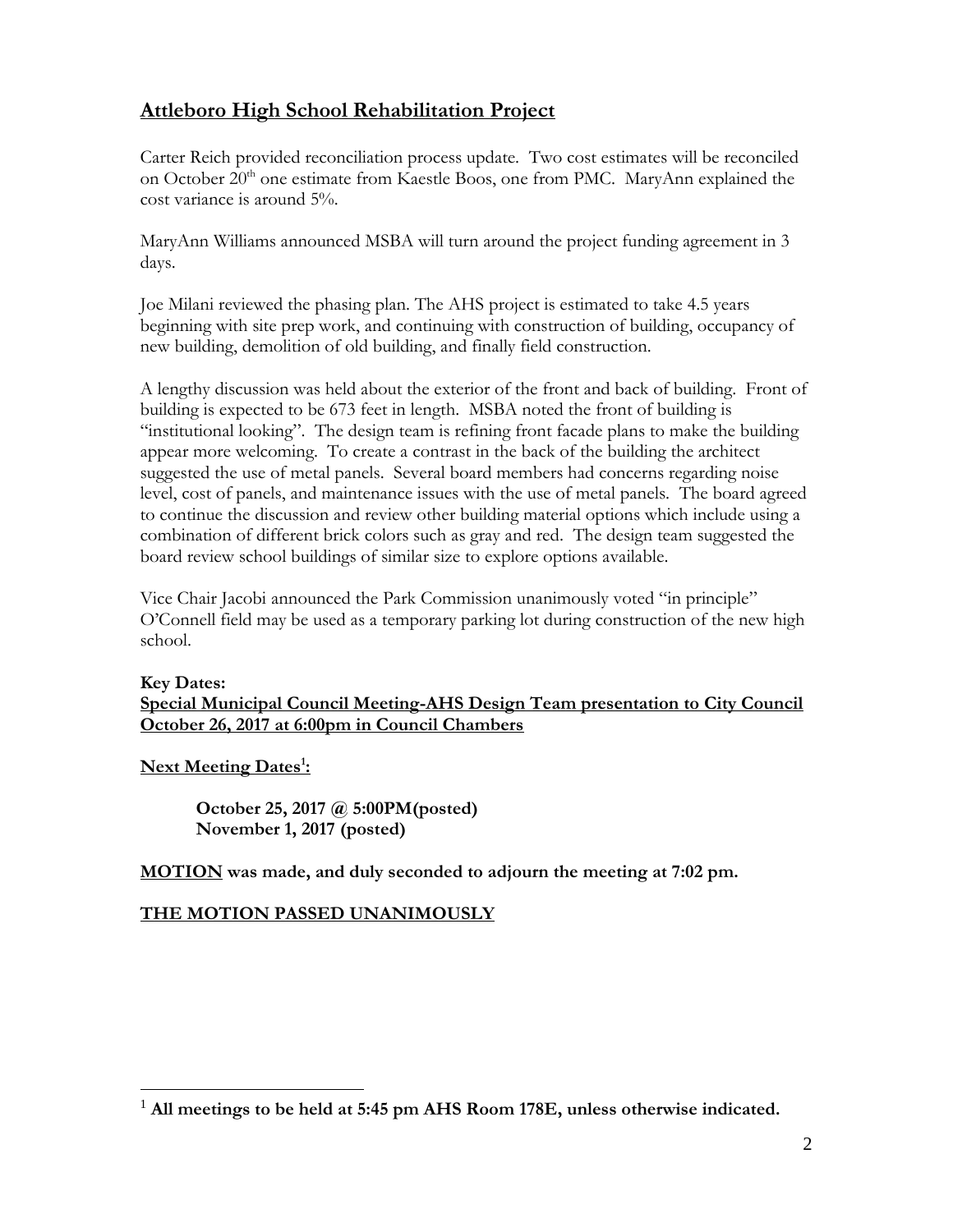## Attleboro High School Rehabilitation Project

Carter Reich provided reconciliation process update. Two cost estimates will be reconciled on October 20th one estimate from Kaestle Boos, one from PMC. MaryAnn explained the cost variance is around 5%.

MaryAnn Williams announced MSBA will turn around the project funding agreement in 3 days.

Joe Milani reviewed the phasing plan. The AHS project is estimated to take 4.5 years beginning with site prep work, and continuing with construction of building, occupancy of new building, demolition of old building, and finally field construction.

A lengthy discussion was held about the exterior of the front and back of building. Front of building is expected to be 673 feet in length. MSBA noted the front of building is "institutional looking". The design team is refining front facade plans to make the building appear more welcoming. To create a contrast in the back of the building the architect suggested the use of metal panels. Several board members had concerns regarding noise level, cost of panels, and maintenance issues with the use of metal panels. The board agreed to continue the discussion and review other building material options which include using a combination of different brick colors such as gray and red. The design team suggested the board review school buildings of similar size to explore options available.

Vice Chair Jacobi announced the Park Commission unanimously voted "in principle" O'Connell field may be used as a temporary parking lot during construction of the new high school.

**Key Dates:**

**<u>Special Municipal Council Meeting-AHS Design Team presentation to City Council October 26, 2017 at 6:00pm in Council Chambers</u>**

**<u>Next Meeting Dates[1]:</u>**

> **October 25, 2017 @ 5:00PM(posted)**
> **November 1, 2017 (posted)**

**<u>MOTION</u> was made, and duly seconded to adjourn the meeting at 7:02 pm.**

**<u>THE MOTION PASSED UNANIMOUSLY</u>**

---

[1] **All meetings to be held at 5:45 pm AHS Room 178E, unless otherwise indicated.**